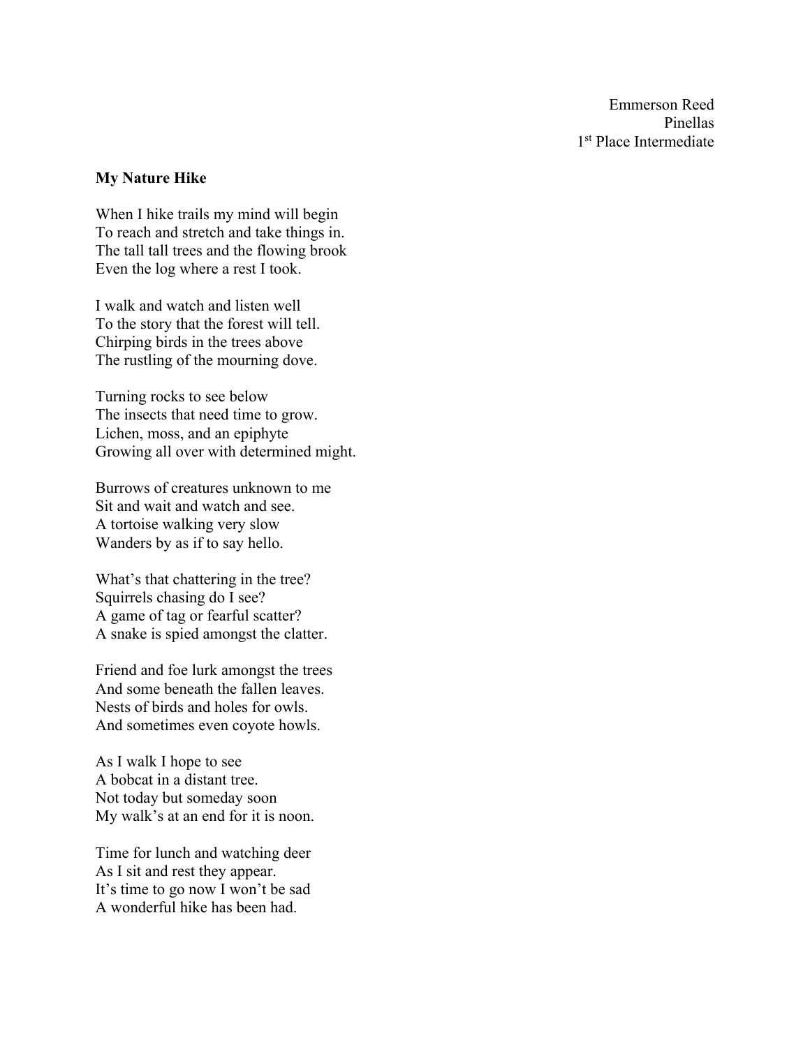Emmerson Reed
Pinellas
1st Place Intermediate

**My Nature Hike**

When I hike trails my mind will begin
To reach and stretch and take things in.
The tall tall trees and the flowing brook
Even the log where a rest I took.

I walk and watch and listen well
To the story that the forest will tell.
Chirping birds in the trees above
The rustling of the mourning dove.

Turning rocks to see below
The insects that need time to grow.
Lichen, moss, and an epiphyte
Growing all over with determined might.

Burrows of creatures unknown to me
Sit and wait and watch and see.
A tortoise walking very slow
Wanders by as if to say hello.

What's that chattering in the tree?
Squirrels chasing do I see?
A game of tag or fearful scatter?
A snake is spied amongst the clatter.

Friend and foe lurk amongst the trees
And some beneath the fallen leaves.
Nests of birds and holes for owls.
And sometimes even coyote howls.

As I walk I hope to see
A bobcat in a distant tree.
Not today but someday soon
My walk's at an end for it is noon.

Time for lunch and watching deer
As I sit and rest they appear.
It's time to go now I won't be sad
A wonderful hike has been had.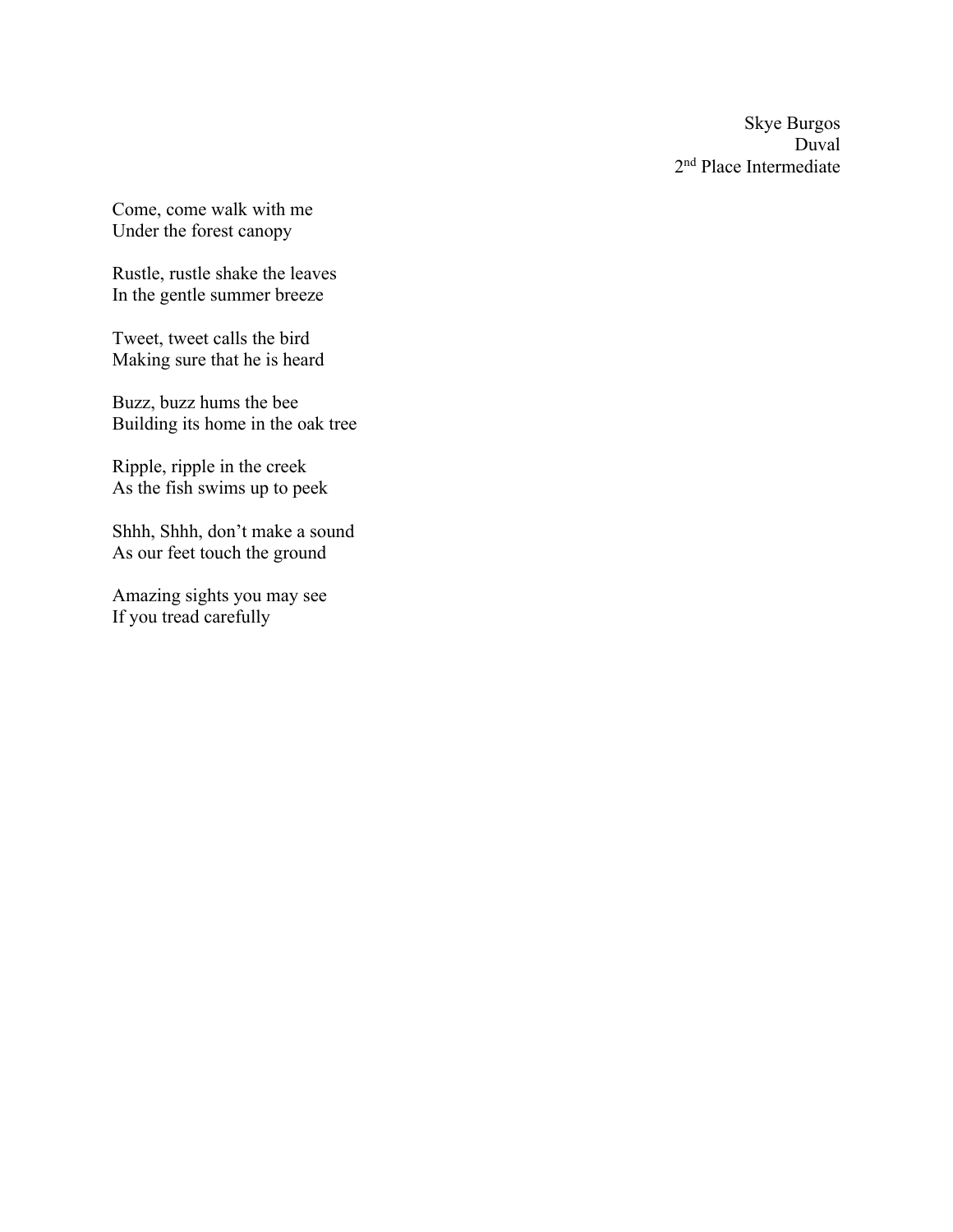Skye Burgos
Duval
2nd Place Intermediate

Come, come walk with me
Under the forest canopy

Rustle, rustle shake the leaves
In the gentle summer breeze

Tweet, tweet calls the bird
Making sure that he is heard

Buzz, buzz hums the bee
Building its home in the oak tree

Ripple, ripple in the creek
As the fish swims up to peek

Shhh, Shhh, don't make a sound
As our feet touch the ground

Amazing sights you may see
If you tread carefully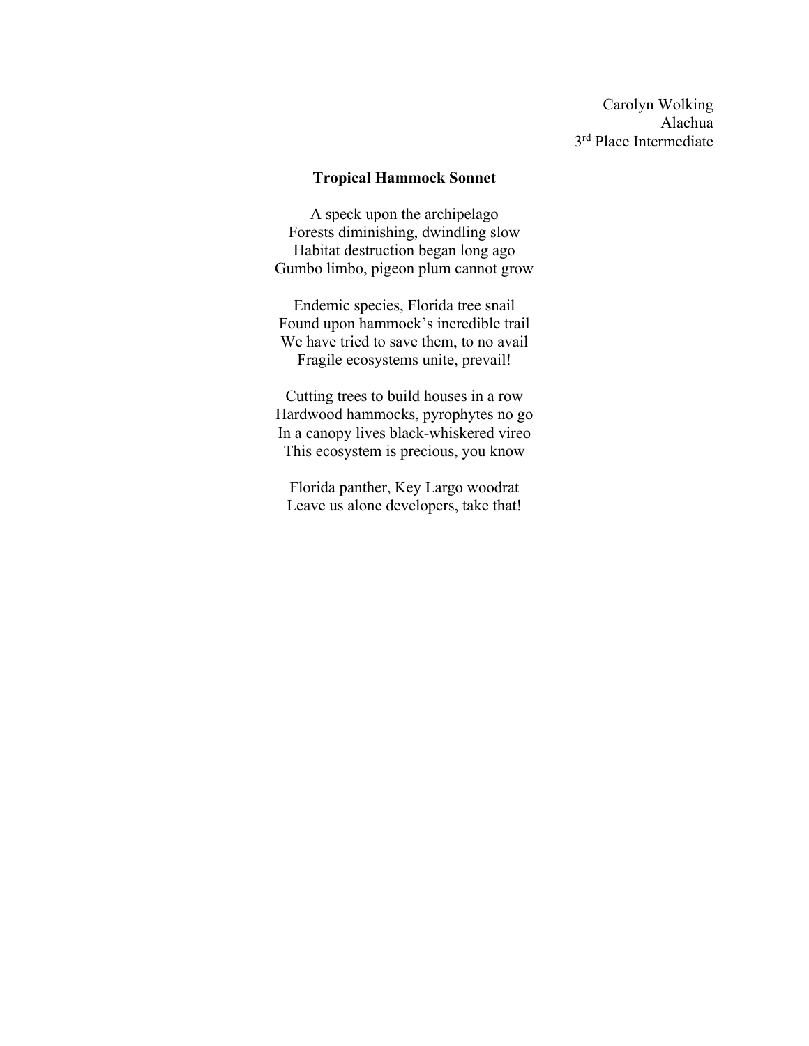Carolyn Wolking
Alachua
3rd Place Intermediate

## Tropical Hammock Sonnet

A speck upon the archipelago
Forests diminishing, dwindling slow
Habitat destruction began long ago
Gumbo limbo, pigeon plum cannot grow

Endemic species, Florida tree snail
Found upon hammock's incredible trail
We have tried to save them, to no avail
Fragile ecosystems unite, prevail!

Cutting trees to build houses in a row
Hardwood hammocks, pyrophytes no go
In a canopy lives black-whiskered vireo
This ecosystem is precious, you know

Florida panther, Key Largo woodrat
Leave us alone developers, take that!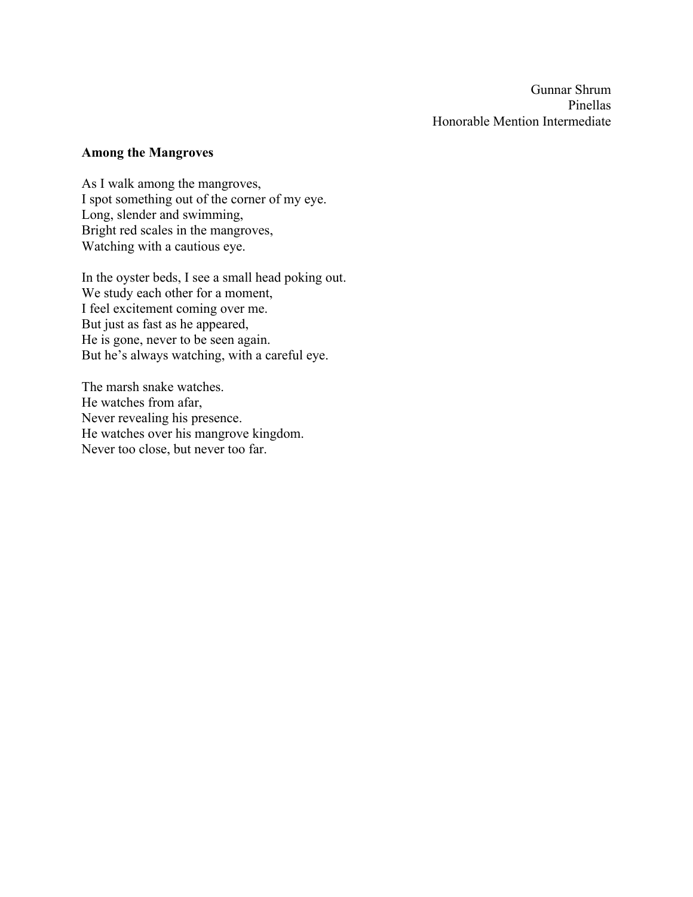Gunnar Shrum
Pinellas
Honorable Mention Intermediate

**Among the Mangroves**

As I walk among the mangroves,
I spot something out of the corner of my eye.
Long, slender and swimming,
Bright red scales in the mangroves,
Watching with a cautious eye.

In the oyster beds, I see a small head poking out.
We study each other for a moment,
I feel excitement coming over me.
But just as fast as he appeared,
He is gone, never to be seen again.
But he's always watching, with a careful eye.

The marsh snake watches.
He watches from afar,
Never revealing his presence.
He watches over his mangrove kingdom.
Never too close, but never too far.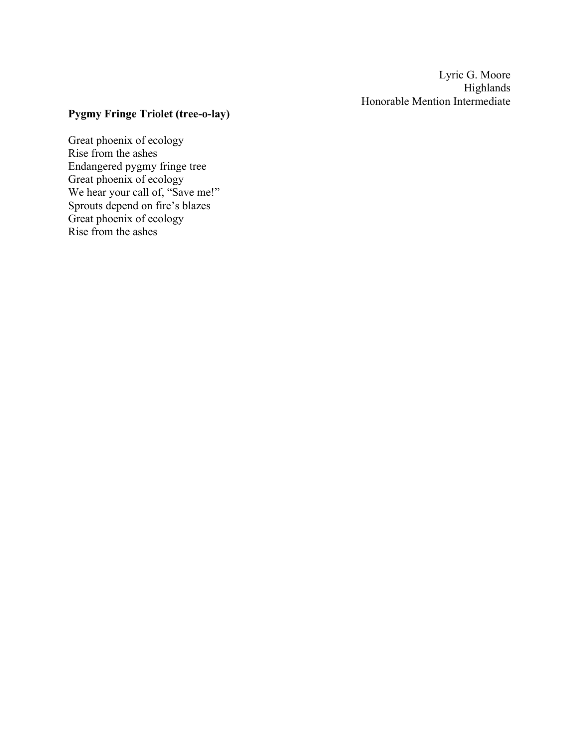Lyric G. Moore
Highlands
Honorable Mention Intermediate

**Pygmy Fringe Triolet (tree-o-lay)**

Great phoenix of ecology
Rise from the ashes
Endangered pygmy fringe tree
Great phoenix of ecology
We hear your call of, "Save me!"
Sprouts depend on fire's blazes
Great phoenix of ecology
Rise from the ashes